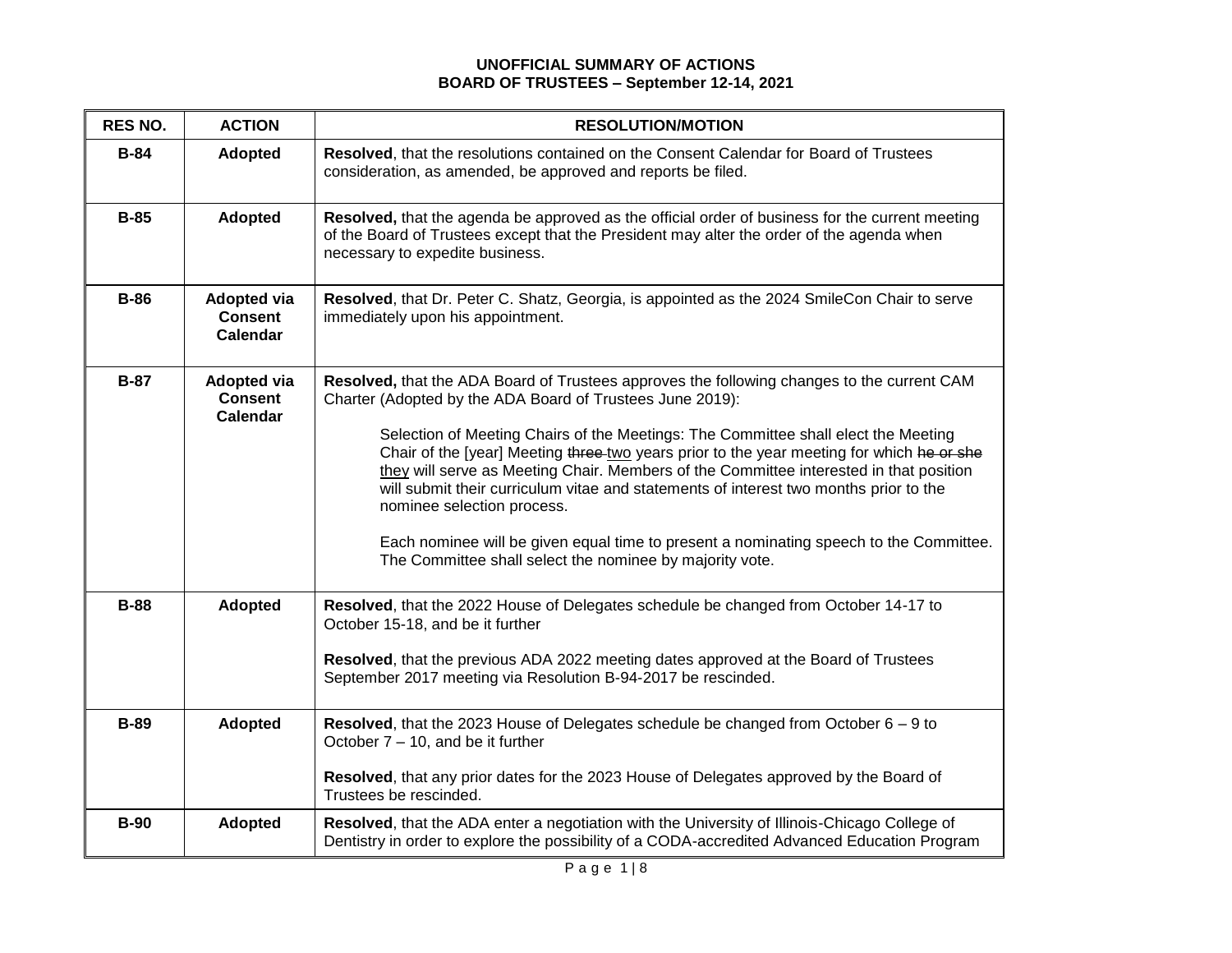**UNOFFICIAL SUMMARY OF ACTIONS**
**BOARD OF TRUSTEES – September 12-14, 2021**

| RES NO. | ACTION | RESOLUTION/MOTION |
|---|---|---|
| **B-84** | **Adopted** | **Resolved**, that the resolutions contained on the Consent Calendar for Board of Trustees consideration, as amended, be approved and reports be filed. |
| **B-85** | **Adopted** | **Resolved,** that the agenda be approved as the official order of business for the current meeting of the Board of Trustees except that the President may alter the order of the agenda when necessary to expedite business. |
| **B-86** | **Adopted via Consent Calendar** | **Resolved**, that Dr. Peter C. Shatz, Georgia, is appointed as the 2024 SmileCon Chair to serve immediately upon his appointment. |
| **B-87** | **Adopted via Consent Calendar** | **Resolved,** that the ADA Board of Trustees approves the following changes to the current CAM Charter (Adopted by the ADA Board of Trustees June 2019):<br><br>Selection of Meeting Chairs of the Meetings: The Committee shall elect the Meeting Chair of the [year] Meeting ~~three~~ <u>two</u> years prior to the year meeting for which ~~he or she~~ <u>they</u> will serve as Meeting Chair. Members of the Committee interested in that position will submit their curriculum vitae and statements of interest two months prior to the nominee selection process.<br><br>Each nominee will be given equal time to present a nominating speech to the Committee. The Committee shall select the nominee by majority vote. |
| **B-88** | **Adopted** | **Resolved**, that the 2022 House of Delegates schedule be changed from October 14-17 to October 15-18, and be it further<br><br>**Resolved**, that the previous ADA 2022 meeting dates approved at the Board of Trustees September 2017 meeting via Resolution B-94-2017 be rescinded. |
| **B-89** | **Adopted** | **Resolved**, that the 2023 House of Delegates schedule be changed from October 6 – 9 to October 7 – 10, and be it further<br><br>**Resolved**, that any prior dates for the 2023 House of Delegates approved by the Board of Trustees be rescinded. |
| **B-90** | **Adopted** | **Resolved**, that the ADA enter a negotiation with the University of Illinois-Chicago College of Dentistry in order to explore the possibility of a CODA-accredited Advanced Education Program |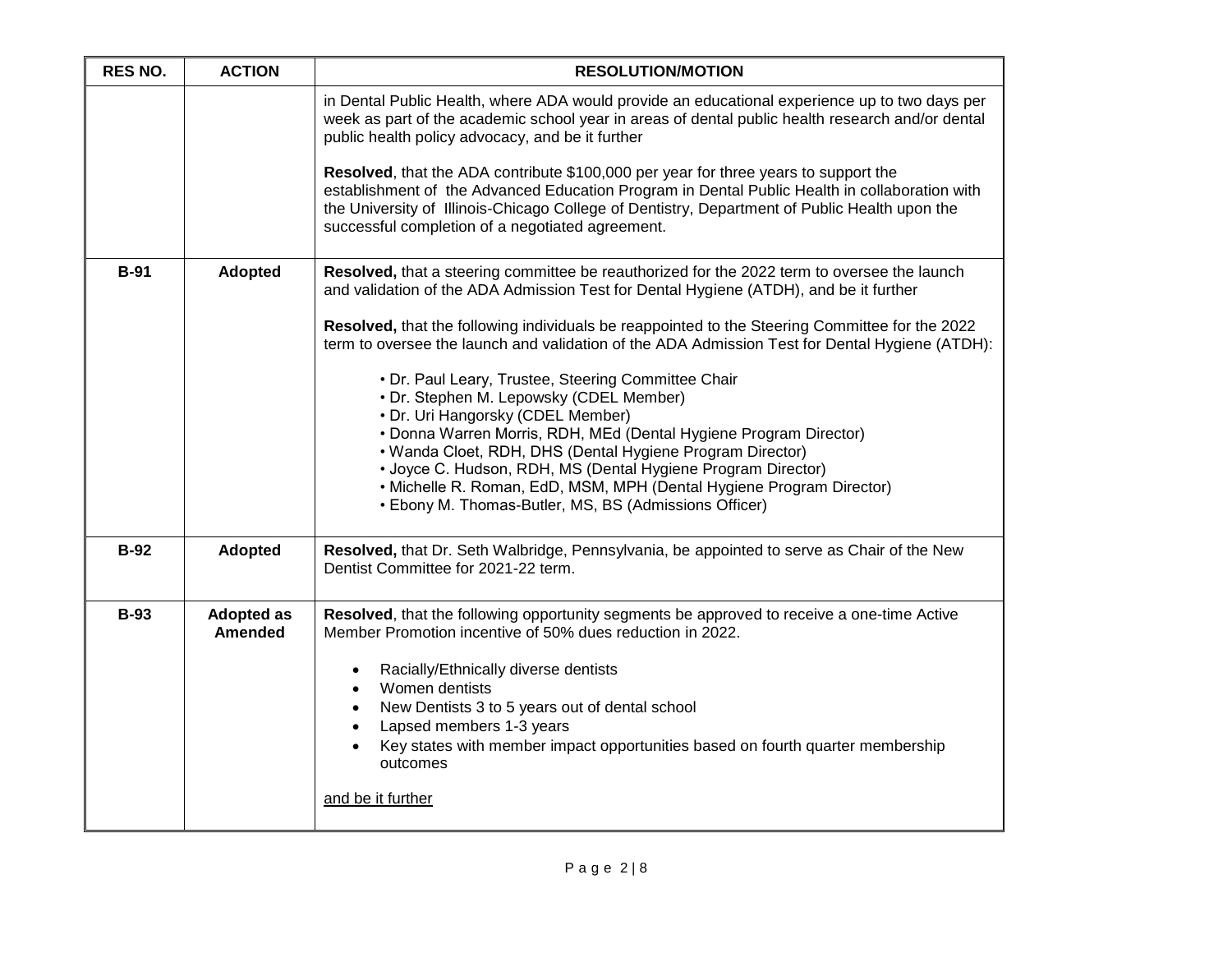| RES NO. | ACTION | RESOLUTION/MOTION |
|---|---|---|
| | | in Dental Public Health, where ADA would provide an educational experience up to two days per week as part of the academic school year in areas of dental public health research and/or dental public health policy advocacy, and be it further<br><br>**Resolved**, that the ADA contribute $100,000 per year for three years to support the establishment of the Advanced Education Program in Dental Public Health in collaboration with the University of Illinois-Chicago College of Dentistry, Department of Public Health upon the successful completion of a negotiated agreement. |
| **B-91** | **Adopted** | **Resolved,** that a steering committee be reauthorized for the 2022 term to oversee the launch and validation of the ADA Admission Test for Dental Hygiene (ATDH), and be it further<br><br>**Resolved,** that the following individuals be reappointed to the Steering Committee for the 2022 term to oversee the launch and validation of the ADA Admission Test for Dental Hygiene (ATDH):<br><br>• Dr. Paul Leary, Trustee, Steering Committee Chair<br>• Dr. Stephen M. Lepowsky (CDEL Member)<br>• Dr. Uri Hangorsky (CDEL Member)<br>• Donna Warren Morris, RDH, MEd (Dental Hygiene Program Director)<br>• Wanda Cloet, RDH, DHS (Dental Hygiene Program Director)<br>• Joyce C. Hudson, RDH, MS (Dental Hygiene Program Director)<br>• Michelle R. Roman, EdD, MSM, MPH (Dental Hygiene Program Director)<br>• Ebony M. Thomas-Butler, MS, BS (Admissions Officer) |
| **B-92** | **Adopted** | **Resolved,** that Dr. Seth Walbridge, Pennsylvania, be appointed to serve as Chair of the New Dentist Committee for 2021-22 term. |
| **B-93** | **Adopted as Amended** | **Resolved**, that the following opportunity segments be approved to receive a one-time Active Member Promotion incentive of 50% dues reduction in 2022.<br><br>• Racially/Ethnically diverse dentists<br>• Women dentists<br>• New Dentists 3 to 5 years out of dental school<br>• Lapsed members 1-3 years<br>• Key states with member impact opportunities based on fourth quarter membership outcomes<br><br><u>and be it further</u> |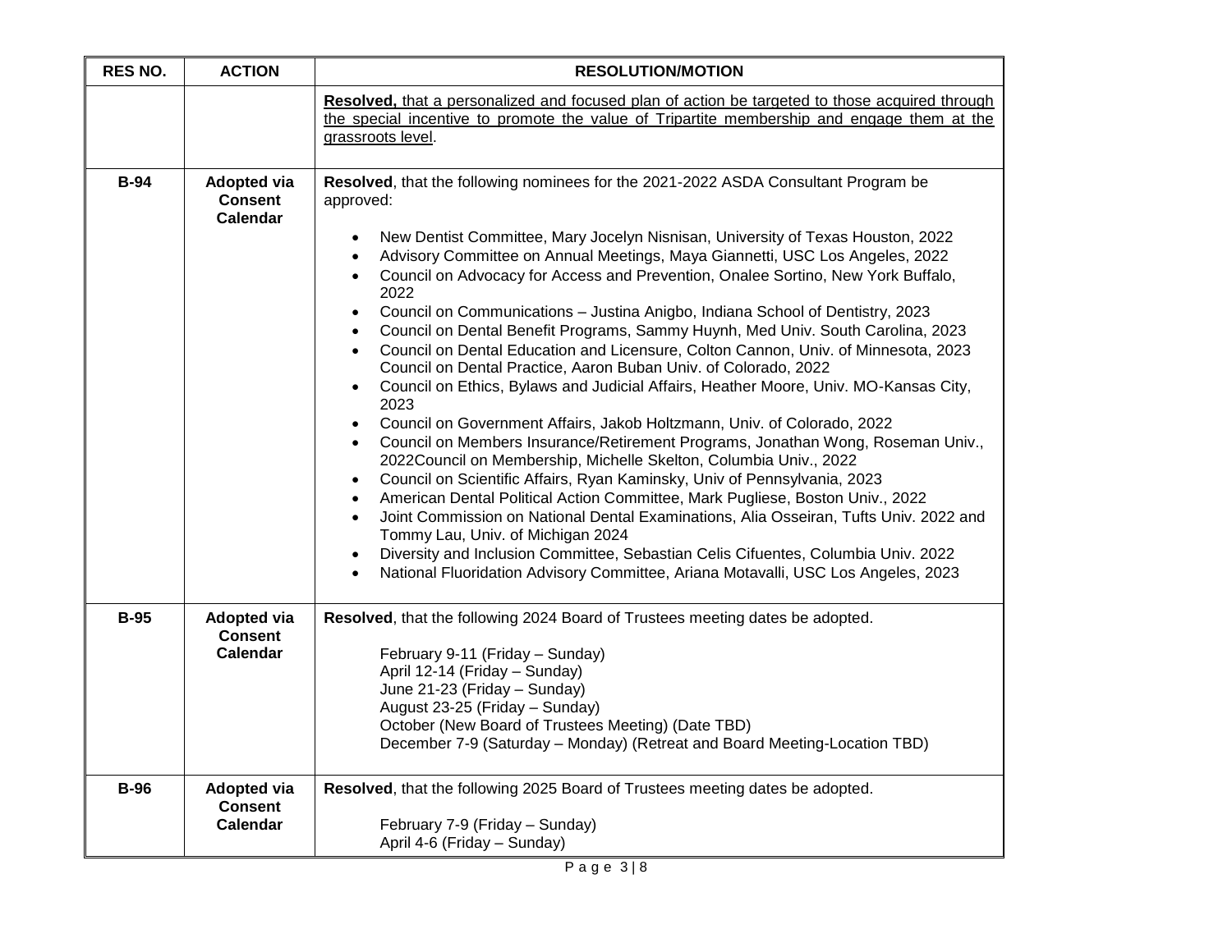| RES NO. | ACTION | RESOLUTION/MOTION |
|---|---|---|
| | | <u>**Resolved,** that a personalized and focused plan of action be targeted to those acquired through the special incentive to promote the value of Tripartite membership and engage them at the grassroots level</u>. |
| **B-94** | **Adopted via Consent Calendar** | **Resolved**, that the following nominees for the 2021-2022 ASDA Consultant Program be approved:<br>• New Dentist Committee, Mary Jocelyn Nisnisan, University of Texas Houston, 2022<br>• Advisory Committee on Annual Meetings, Maya Giannetti, USC Los Angeles, 2022<br>• Council on Advocacy for Access and Prevention, Onalee Sortino, New York Buffalo, 2022<br>• Council on Communications – Justina Anigbo, Indiana School of Dentistry, 2023<br>• Council on Dental Benefit Programs, Sammy Huynh, Med Univ. South Carolina, 2023<br>• Council on Dental Education and Licensure, Colton Cannon, Univ. of Minnesota, 2023 Council on Dental Practice, Aaron Buban Univ. of Colorado, 2022<br>• Council on Ethics, Bylaws and Judicial Affairs, Heather Moore, Univ. MO-Kansas City, 2023<br>• Council on Government Affairs, Jakob Holtzmann, Univ. of Colorado, 2022<br>• Council on Members Insurance/Retirement Programs, Jonathan Wong, Roseman Univ., 2022Council on Membership, Michelle Skelton, Columbia Univ., 2022<br>• Council on Scientific Affairs, Ryan Kaminsky, Univ of Pennsylvania, 2023<br>• American Dental Political Action Committee, Mark Pugliese, Boston Univ., 2022<br>• Joint Commission on National Dental Examinations, Alia Osseiran, Tufts Univ. 2022 and Tommy Lau, Univ. of Michigan 2024<br>• Diversity and Inclusion Committee, Sebastian Celis Cifuentes, Columbia Univ. 2022<br>• National Fluoridation Advisory Committee, Ariana Motavalli, USC Los Angeles, 2023 |
| **B-95** | **Adopted via Consent Calendar** | **Resolved**, that the following 2024 Board of Trustees meeting dates be adopted.<br>February 9-11 (Friday – Sunday)<br>April 12-14 (Friday – Sunday)<br>June 21-23 (Friday – Sunday)<br>August 23-25 (Friday – Sunday)<br>October (New Board of Trustees Meeting) (Date TBD)<br>December 7-9 (Saturday – Monday) (Retreat and Board Meeting-Location TBD) |
| **B-96** | **Adopted via Consent Calendar** | **Resolved**, that the following 2025 Board of Trustees meeting dates be adopted.<br>February 7-9 (Friday – Sunday)<br>April 4-6 (Friday – Sunday) |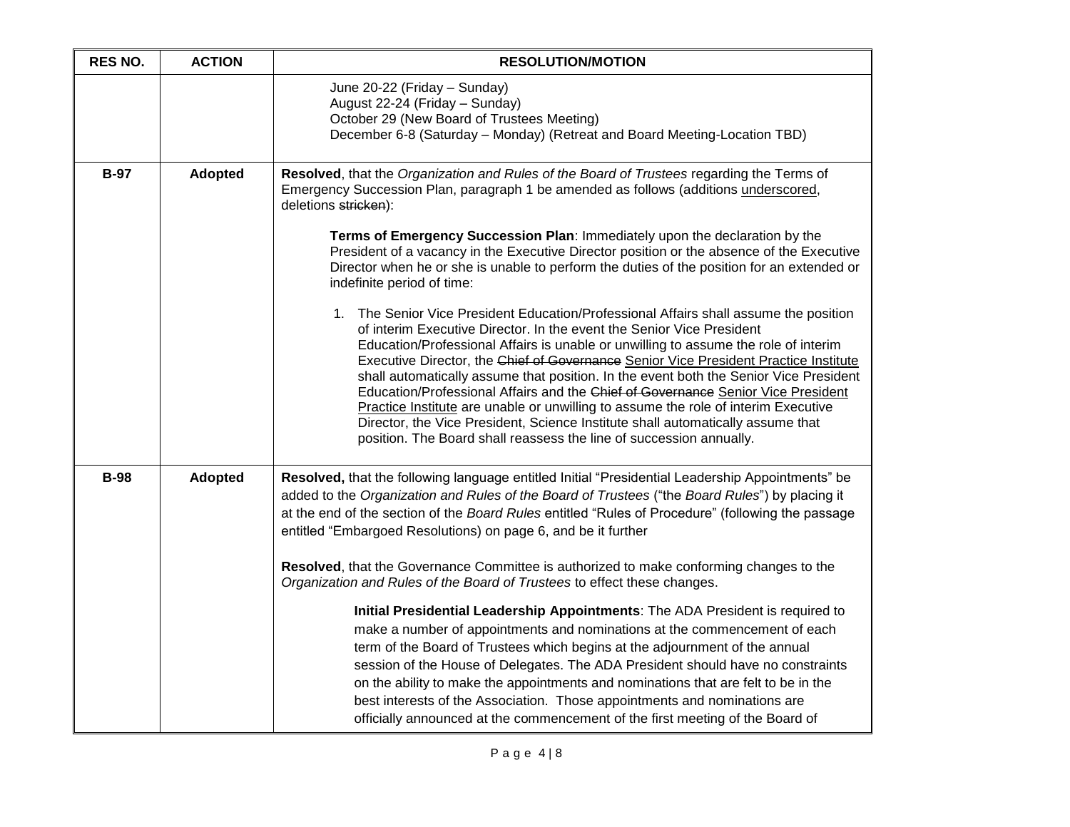| RES NO. | ACTION | RESOLUTION/MOTION |
|---|---|---|
| | | June 20-22 (Friday – Sunday)<br>August 22-24 (Friday – Sunday)<br>October 29 (New Board of Trustees Meeting)<br>December 6-8 (Saturday – Monday) (Retreat and Board Meeting-Location TBD) |
| **B-97** | **Adopted** | **Resolved**, that the *Organization and Rules of the Board of Trustees* regarding the Terms of Emergency Succession Plan, paragraph 1 be amended as follows (additions <u>underscored</u>, deletions ~~stricken~~):<br><br>**Terms of Emergency Succession Plan**: Immediately upon the declaration by the President of a vacancy in the Executive Director position or the absence of the Executive Director when he or she is unable to perform the duties of the position for an extended or indefinite period of time:<br><br>1. The Senior Vice President Education/Professional Affairs shall assume the position of interim Executive Director. In the event the Senior Vice President Education/Professional Affairs is unable or unwilling to assume the role of interim Executive Director, the ~~Chief of Governance~~ <u>Senior Vice President Practice Institute</u> shall automatically assume that position. In the event both the Senior Vice President Education/Professional Affairs and the ~~Chief of Governance~~ <u>Senior Vice President Practice Institute</u> are unable or unwilling to assume the role of interim Executive Director, the Vice President, Science Institute shall automatically assume that position. The Board shall reassess the line of succession annually. |
| **B-98** | **Adopted** | **Resolved,** that the following language entitled Initial "Presidential Leadership Appointments" be added to the *Organization and Rules of the Board of Trustees* ("the *Board Rules*") by placing it at the end of the section of the *Board Rules* entitled "Rules of Procedure" (following the passage entitled "Embargoed Resolutions) on page 6, and be it further<br><br>**Resolved**, that the Governance Committee is authorized to make conforming changes to the *Organization and Rules of the Board of Trustees* to effect these changes.<br><br>**Initial Presidential Leadership Appointments**: The ADA President is required to make a number of appointments and nominations at the commencement of each term of the Board of Trustees which begins at the adjournment of the annual session of the House of Delegates. The ADA President should have no constraints on the ability to make the appointments and nominations that are felt to be in the best interests of the Association. Those appointments and nominations are officially announced at the commencement of the first meeting of the Board of |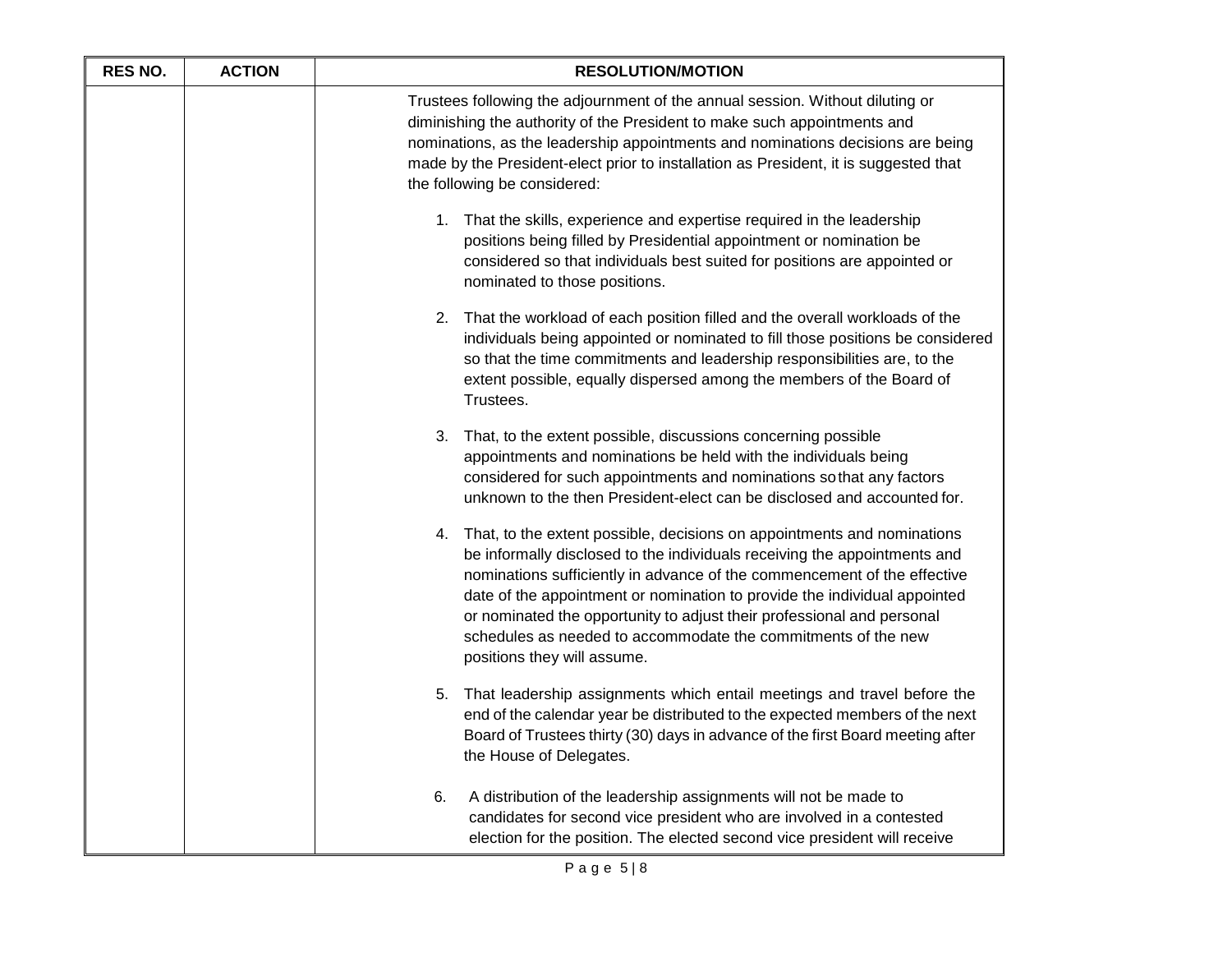| RES NO. | ACTION | RESOLUTION/MOTION |
|---|---|---|
| | | Trustees following the adjournment of the annual session. Without diluting or diminishing the authority of the President to make such appointments and nominations, as the leadership appointments and nominations decisions are being made by the President-elect prior to installation as President, it is suggested that the following be considered:<br><br>1. That the skills, experience and expertise required in the leadership positions being filled by Presidential appointment or nomination be considered so that individuals best suited for positions are appointed or nominated to those positions.<br><br>2. That the workload of each position filled and the overall workloads of the individuals being appointed or nominated to fill those positions be considered so that the time commitments and leadership responsibilities are, to the extent possible, equally dispersed among the members of the Board of Trustees.<br><br>3. That, to the extent possible, discussions concerning possible appointments and nominations be held with the individuals being considered for such appointments and nominations so that any factors unknown to the then President-elect can be disclosed and accounted for.<br><br>4. That, to the extent possible, decisions on appointments and nominations be informally disclosed to the individuals receiving the appointments and nominations sufficiently in advance of the commencement of the effective date of the appointment or nomination to provide the individual appointed or nominated the opportunity to adjust their professional and personal schedules as needed to accommodate the commitments of the new positions they will assume.<br><br>5. That leadership assignments which entail meetings and travel before the end of the calendar year be distributed to the expected members of the next Board of Trustees thirty (30) days in advance of the first Board meeting after the House of Delegates.<br><br>6. A distribution of the leadership assignments will not be made to candidates for second vice president who are involved in a contested election for the position. The elected second vice president will receive |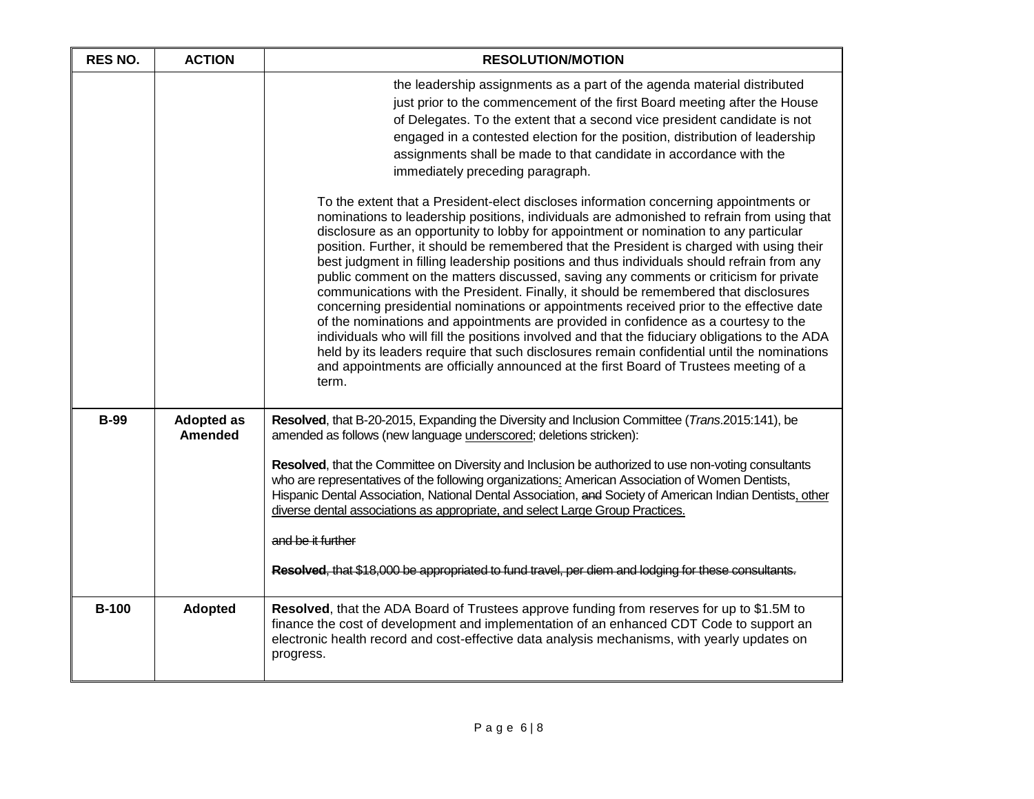| RES NO. | ACTION | RESOLUTION/MOTION |
|---|---|---|
| | | the leadership assignments as a part of the agenda material distributed just prior to the commencement of the first Board meeting after the House of Delegates. To the extent that a second vice president candidate is not engaged in a contested election for the position, distribution of leadership assignments shall be made to that candidate in accordance with the immediately preceding paragraph.<br><br>To the extent that a President-elect discloses information concerning appointments or nominations to leadership positions, individuals are admonished to refrain from using that disclosure as an opportunity to lobby for appointment or nomination to any particular position. Further, it should be remembered that the President is charged with using their best judgment in filling leadership positions and thus individuals should refrain from any public comment on the matters discussed, saving any comments or criticism for private communications with the President. Finally, it should be remembered that disclosures concerning presidential nominations or appointments received prior to the effective date of the nominations and appointments are provided in confidence as a courtesy to the individuals who will fill the positions involved and that the fiduciary obligations to the ADA held by its leaders require that such disclosures remain confidential until the nominations and appointments are officially announced at the first Board of Trustees meeting of a term. |
| **B-99** | **Adopted as Amended** | **Resolved**, that B-20-2015, Expanding the Diversity and Inclusion Committee (*Trans*.2015:141), be amended as follows (new language <u>underscored</u>; deletions stricken):<br><br>**Resolved**, that the Committee on Diversity and Inclusion be authorized to use non-voting consultants who are representatives of the following organizations<u>:</u> American Association of Women Dentists, Hispanic Dental Association, National Dental Association, ~~and~~ Society of American Indian Dentists<u>, other diverse dental associations as appropriate, and select Large Group Practices.</u><br><br>~~and be it further~~<br><br>~~**Resolved**, that $18,000 be appropriated to fund travel, per diem and lodging for these consultants.~~ |
| **B-100** | **Adopted** | **Resolved**, that the ADA Board of Trustees approve funding from reserves for up to $1.5M to finance the cost of development and implementation of an enhanced CDT Code to support an electronic health record and cost-effective data analysis mechanisms, with yearly updates on progress. |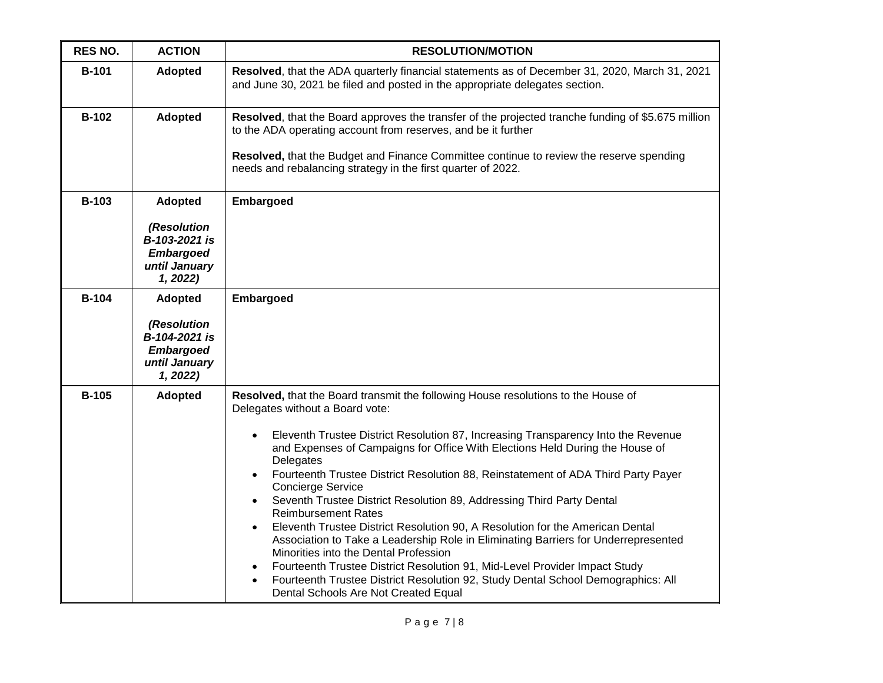| RES NO. | ACTION | RESOLUTION/MOTION |
|---|---|---|
| **B-101** | **Adopted** | **Resolved**, that the ADA quarterly financial statements as of December 31, 2020, March 31, 2021 and June 30, 2021 be filed and posted in the appropriate delegates section. |
| **B-102** | **Adopted** | **Resolved**, that the Board approves the transfer of the projected tranche funding of $5.675 million to the ADA operating account from reserves, and be it further<br><br>**Resolved,** that the Budget and Finance Committee continue to review the reserve spending needs and rebalancing strategy in the first quarter of 2022. |
| **B-103** | **Adopted**<br><br>***(Resolution B-103-2021 is Embargoed until January 1, 2022)*** | **Embargoed** |
| **B-104** | **Adopted**<br><br>***(Resolution B-104-2021 is Embargoed until January 1, 2022)*** | **Embargoed** |
| **B-105** | **Adopted** | **Resolved,** that the Board transmit the following House resolutions to the House of Delegates without a Board vote:<br><br>• Eleventh Trustee District Resolution 87, Increasing Transparency Into the Revenue and Expenses of Campaigns for Office With Elections Held During the House of Delegates<br>• Fourteenth Trustee District Resolution 88, Reinstatement of ADA Third Party Payer Concierge Service<br>• Seventh Trustee District Resolution 89, Addressing Third Party Dental Reimbursement Rates<br>• Eleventh Trustee District Resolution 90, A Resolution for the American Dental Association to Take a Leadership Role in Eliminating Barriers for Underrepresented Minorities into the Dental Profession<br>• Fourteenth Trustee District Resolution 91, Mid-Level Provider Impact Study<br>• Fourteenth Trustee District Resolution 92, Study Dental School Demographics: All Dental Schools Are Not Created Equal |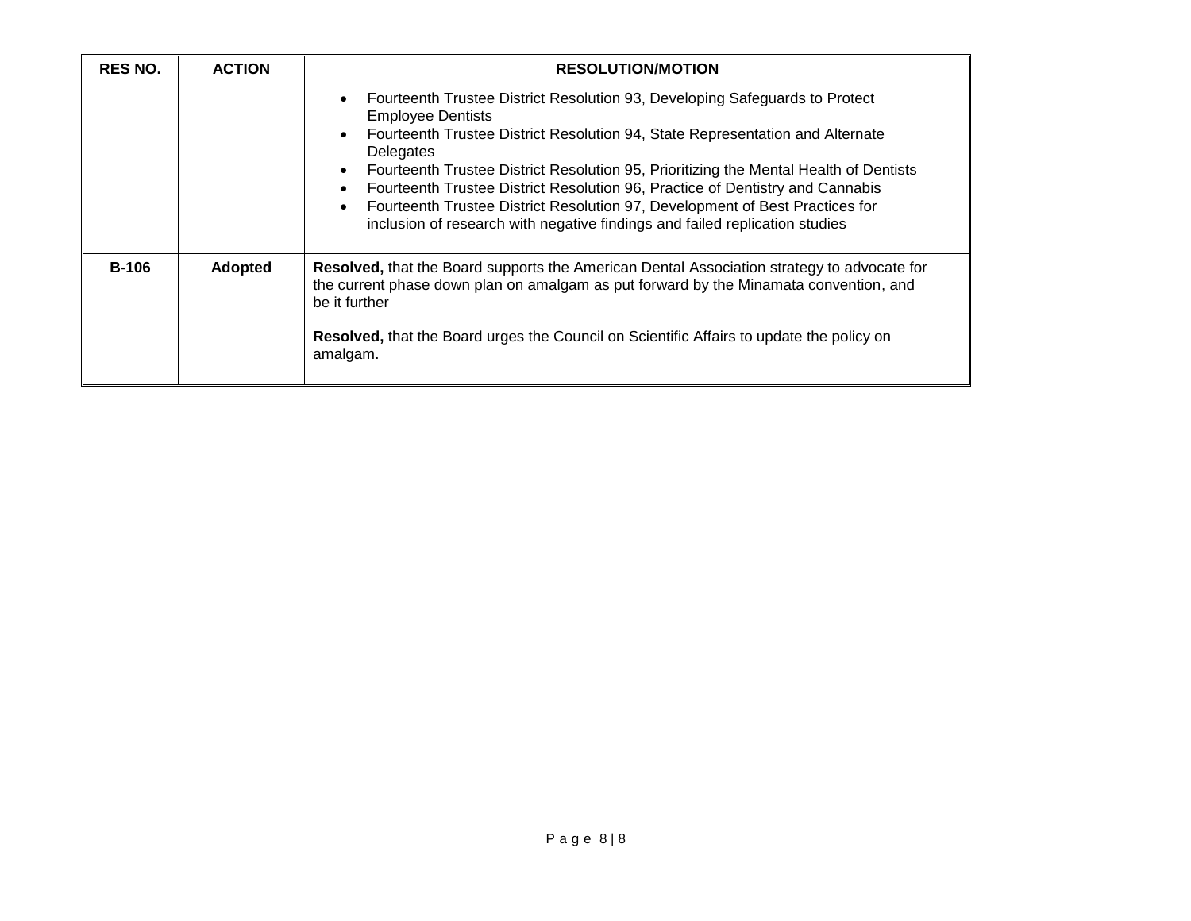| RES NO. | ACTION | RESOLUTION/MOTION |
|---|---|---|
| | | • Fourteenth Trustee District Resolution 93, Developing Safeguards to Protect Employee Dentists<br>• Fourteenth Trustee District Resolution 94, State Representation and Alternate Delegates<br>• Fourteenth Trustee District Resolution 95, Prioritizing the Mental Health of Dentists<br>• Fourteenth Trustee District Resolution 96, Practice of Dentistry and Cannabis<br>• Fourteenth Trustee District Resolution 97, Development of Best Practices for inclusion of research with negative findings and failed replication studies |
| **B-106** | **Adopted** | **Resolved,** that the Board supports the American Dental Association strategy to advocate for the current phase down plan on amalgam as put forward by the Minamata convention, and be it further<br><br>**Resolved,** that the Board urges the Council on Scientific Affairs to update the policy on amalgam. |